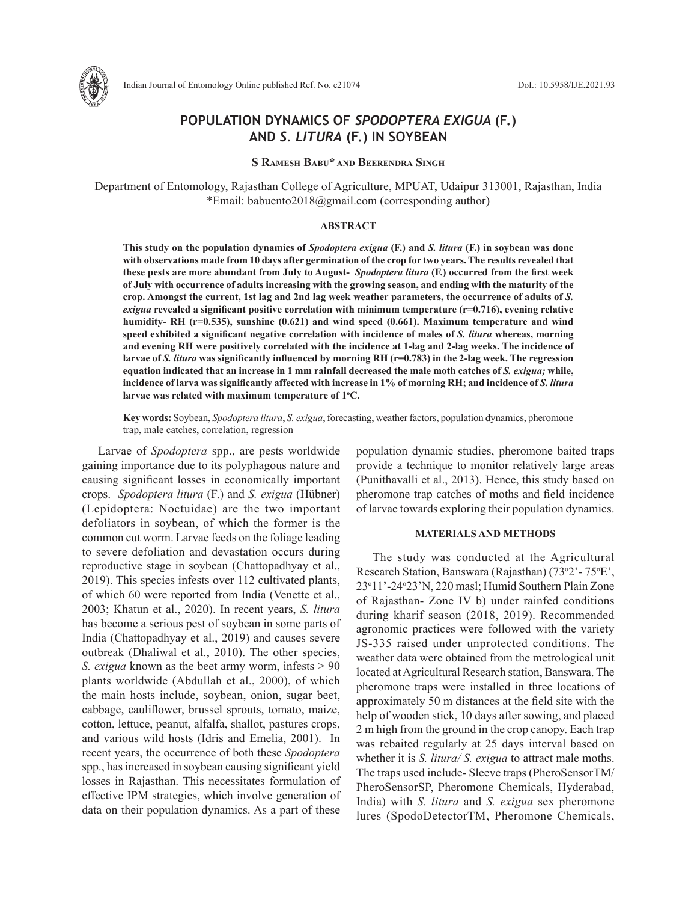# POPULATION DYNAMICS OF *SPODOPTERA EXIGUA* (F.) AND *S. LITURA* (F.) IN SOYBEAN

**S Ramesh Babu\* and Beerendra Singh**

Department of Entomology, Rajasthan College of Agriculture, MPUAT, Udaipur 313001, Rajasthan, India
\*Email: babuento2018@gmail.com (corresponding author)

## ABSTRACT

**This study on the population dynamics of *Spodoptera exigua* (F.) and *S. litura* (F.) in soybean was done with observations made from 10 days after germination of the crop for two years. The results revealed that these pests are more abundant from July to August- *Spodoptera litura* (F.) occurred from the first week of July with occurrence of adults increasing with the growing season, and ending with the maturity of the crop. Amongst the current, 1st lag and 2nd lag week weather parameters, the occurrence of adults of *S. exigua* revealed a significant positive correlation with minimum temperature (r=0.716), evening relative humidity- RH (r=0.535), sunshine (0.621) and wind speed (0.661). Maximum temperature and wind speed exhibited a significant negative correlation with incidence of males of *S. litura* whereas, morning and evening RH were positively correlated with the incidence at 1-lag and 2-lag weeks. The incidence of larvae of *S. litura* was significantly influenced by morning RH (r=0.783) in the 2-lag week. The regression equation indicated that an increase in 1 mm rainfall decreased the male moth catches of *S. exigua;* while, incidence of larva was significantly affected with increase in 1% of morning RH; and incidence of *S. litura* larvae was related with maximum temperature of 1°C.**

**Key words:** Soybean, *Spodoptera litura*, *S. exigua*, forecasting, weather factors, population dynamics, pheromone trap, male catches, correlation, regression

Larvae of *Spodoptera* spp., are pests worldwide gaining importance due to its polyphagous nature and causing significant losses in economically important crops. *Spodoptera litura* (F.) and *S. exigua* (Hübner) (Lepidoptera: Noctuidae) are the two important defoliators in soybean, of which the former is the common cut worm. Larvae feeds on the foliage leading to severe defoliation and devastation occurs during reproductive stage in soybean (Chattopadhyay et al., 2019). This species infests over 112 cultivated plants, of which 60 were reported from India (Venette et al., 2003; Khatun et al., 2020). In recent years, *S. litura* has become a serious pest of soybean in some parts of India (Chattopadhyay et al., 2019) and causes severe outbreak (Dhaliwal et al., 2010). The other species, *S. exigua* known as the beet army worm, infests > 90 plants worldwide (Abdullah et al., 2000), of which the main hosts include, soybean, onion, sugar beet, cabbage, cauliflower, brussel sprouts, tomato, maize, cotton, lettuce, peanut, alfalfa, shallot, pastures crops, and various wild hosts (Idris and Emelia, 2001). In recent years, the occurrence of both these *Spodoptera* spp., has increased in soybean causing significant yield losses in Rajasthan. This necessitates formulation of effective IPM strategies, which involve generation of data on their population dynamics. As a part of these population dynamic studies, pheromone baited traps provide a technique to monitor relatively large areas (Punithavalli et al., 2013). Hence, this study based on pheromone trap catches of moths and field incidence of larvae towards exploring their population dynamics.

## MATERIALS AND METHODS

The study was conducted at the Agricultural Research Station, Banswara (Rajasthan) (73°2'- 75°E', 23°11'-24°23'N, 220 masl; Humid Southern Plain Zone of Rajasthan- Zone IV b) under rainfed conditions during kharif season (2018, 2019). Recommended agronomic practices were followed with the variety JS-335 raised under unprotected conditions. The weather data were obtained from the metrological unit located at Agricultural Research station, Banswara. The pheromone traps were installed in three locations of approximately 50 m distances at the field site with the help of wooden stick, 10 days after sowing, and placed 2 m high from the ground in the crop canopy. Each trap was rebaited regularly at 25 days interval based on whether it is *S. litura/ S. exigua* to attract male moths. The traps used include- Sleeve traps (PheroSensorTM/ PheroSensorSP, Pheromone Chemicals, Hyderabad, India) with *S. litura* and *S. exigua* sex pheromone lures (SpodoDetectorTM, Pheromone Chemicals,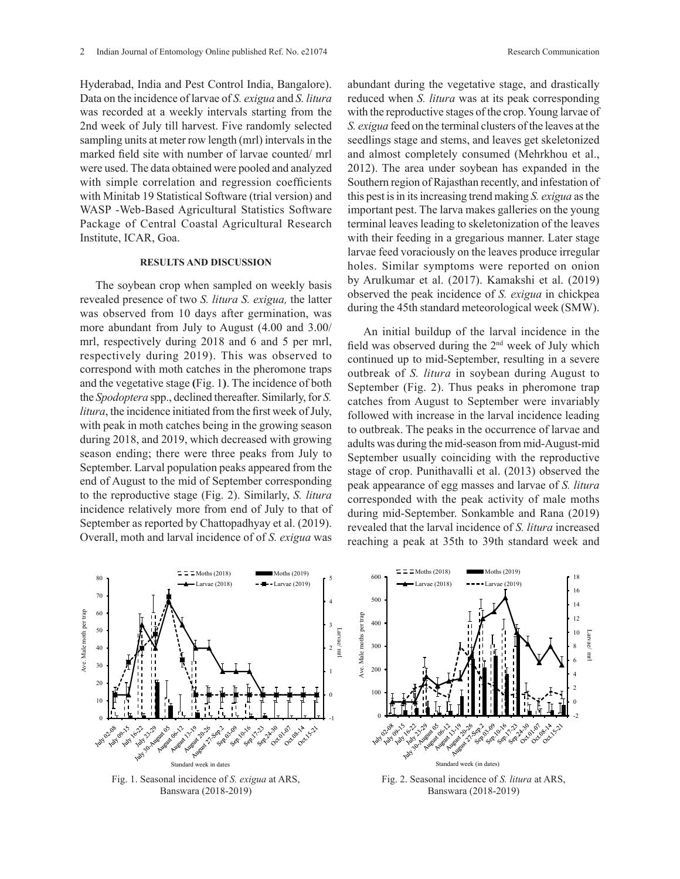Hyderabad, India and Pest Control India, Bangalore). Data on the incidence of larvae of *S. exigua* and *S. litura* was recorded at a weekly intervals starting from the 2nd week of July till harvest. Five randomly selected sampling units at meter row length (mrl) intervals in the marked field site with number of larvae counted/ mrl were used. The data obtained were pooled and analyzed with simple correlation and regression coefficients with Minitab 19 Statistical Software (trial version) and WASP -Web-Based Agricultural Statistics Software Package of Central Coastal Agricultural Research Institute, ICAR, Goa.

## RESULTS AND DISCUSSION

The soybean crop when sampled on weekly basis revealed presence of two *S. litura S. exigua,* the latter was observed from 10 days after germination, was more abundant from July to August (4.00 and 3.00/ mrl, respectively during 2018 and 6 and 5 per mrl, respectively during 2019). This was observed to correspond with moth catches in the pheromone traps and the vegetative stage (Fig. 1). The incidence of both the *Spodoptera* spp., declined thereafter. Similarly, for *S. litura*, the incidence initiated from the first week of July, with peak in moth catches being in the growing season during 2018, and 2019, which decreased with growing season ending; there were three peaks from July to September. Larval population peaks appeared from the end of August to the mid of September corresponding to the reproductive stage (Fig. 2). Similarly, *S. litura* incidence relatively more from end of July to that of September as reported by Chattopadhyay et al. (2019). Overall, moth and larval incidence of of *S. exigua* was abundant during the vegetative stage, and drastically reduced when *S. litura* was at its peak corresponding with the reproductive stages of the crop. Young larvae of *S. exigua* feed on the terminal clusters of the leaves at the seedlings stage and stems, and leaves get skeletonized and almost completely consumed (Mehrkhou et al., 2012). The area under soybean has expanded in the Southern region of Rajasthan recently, and infestation of this pest is in its increasing trend making *S. exigua* as the important pest. The larva makes galleries on the young terminal leaves leading to skeletonization of the leaves with their feeding in a gregarious manner. Later stage larvae feed voraciously on the leaves produce irregular holes. Similar symptoms were reported on onion by Arulkumar et al. (2017). Kamakshi et al. (2019) observed the peak incidence of *S. exigua* in chickpea during the 45th standard meteorological week (SMW).

An initial buildup of the larval incidence in the field was observed during the 2nd week of July which continued up to mid-September, resulting in a severe outbreak of *S. litura* in soybean during August to September (Fig. 2). Thus peaks in pheromone trap catches from August to September were invariably followed with increase in the larval incidence leading to outbreak. The peaks in the occurrence of larvae and adults was during the mid-season from mid-August-mid September usually coinciding with the reproductive stage of crop. Punithavalli et al. (2013) observed the peak appearance of egg masses and larvae of *S. litura* corresponded with the peak activity of male moths during mid-September. Sonkamble and Rana (2019) revealed that the larval incidence of *S. litura* increased reaching a peak at 35th to 39th standard week and

Fig. 1. Seasonal incidence of *S. exigua* at ARS, Banswara (2018-2019)

Fig. 2. Seasonal incidence of *S. litura* at ARS, Banswara (2018-2019)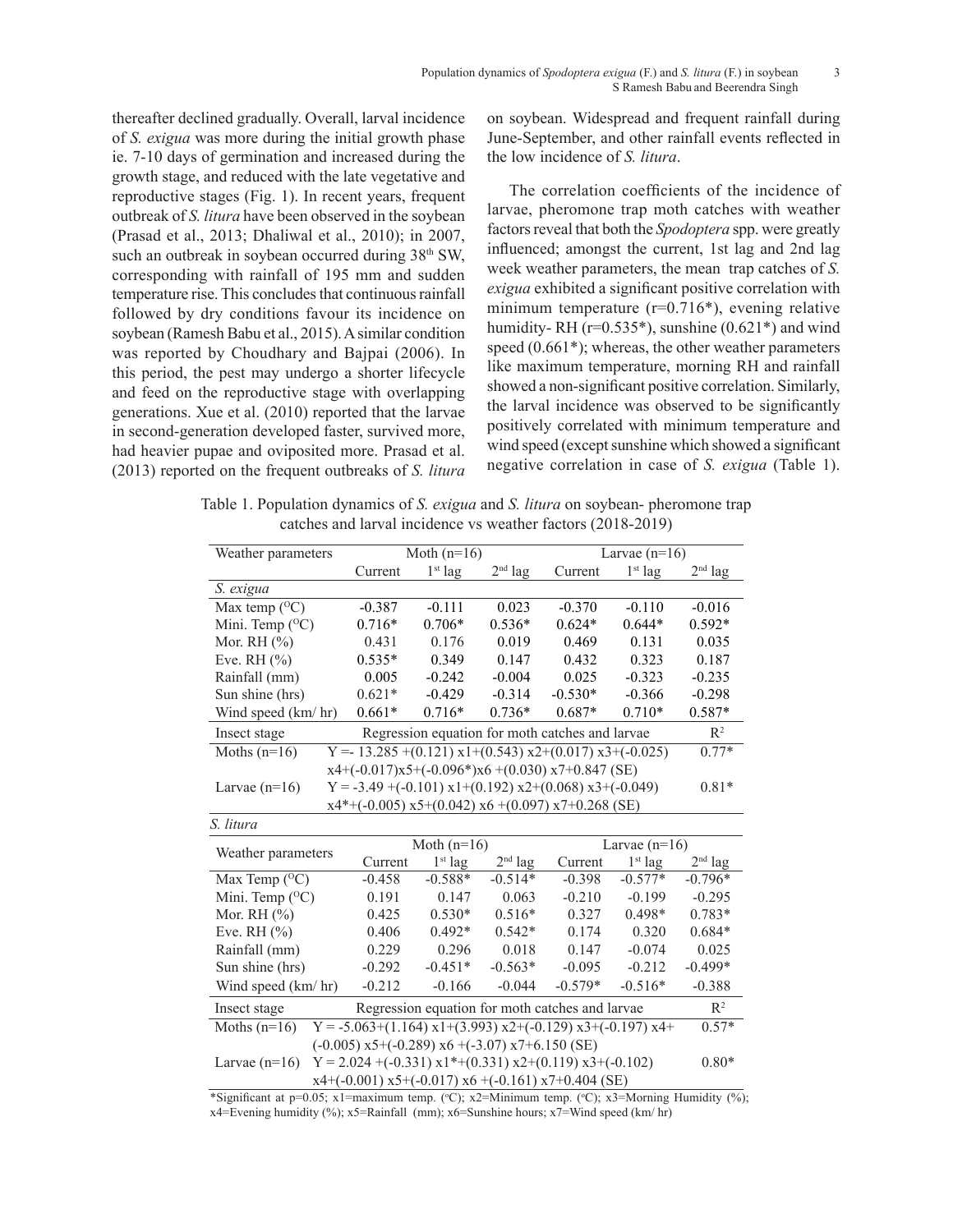thereafter declined gradually. Overall, larval incidence of *S. exigua* was more during the initial growth phase ie. 7-10 days of germination and increased during the growth stage, and reduced with the late vegetative and reproductive stages (Fig. 1). In recent years, frequent outbreak of *S. litura* have been observed in the soybean (Prasad et al., 2013; Dhaliwal et al., 2010); in 2007, such an outbreak in soybean occurred during 38th SW, corresponding with rainfall of 195 mm and sudden temperature rise. This concludes that continuous rainfall followed by dry conditions favour its incidence on soybean (Ramesh Babu et al., 2015). A similar condition was reported by Choudhary and Bajpai (2006). In this period, the pest may undergo a shorter lifecycle and feed on the reproductive stage with overlapping generations. Xue et al. (2010) reported that the larvae in second-generation developed faster, survived more, had heavier pupae and oviposited more. Prasad et al. (2013) reported on the frequent outbreaks of *S. litura* on soybean. Widespread and frequent rainfall during June-September, and other rainfall events reflected in the low incidence of *S. litura*.

The correlation coefficients of the incidence of larvae, pheromone trap moth catches with weather factors reveal that both the *Spodoptera* spp. were greatly influenced; amongst the current, 1st lag and 2nd lag week weather parameters, the mean trap catches of *S. exigua* exhibited a significant positive correlation with minimum temperature (r=0.716*), evening relative humidity- RH (r=0.535*), sunshine (0.621*) and wind speed (0.661*); whereas, the other weather parameters like maximum temperature, morning RH and rainfall showed a non-significant positive correlation. Similarly, the larval incidence was observed to be significantly positively correlated with minimum temperature and wind speed (except sunshine which showed a significant negative correlation in case of *S. exigua* (Table 1).

Table 1. Population dynamics of *S. exigua* and *S. litura* on soybean- pheromone trap catches and larval incidence vs weather factors (2018-2019)

| Weather parameters | Moth (n=16) | | | Larvae (n=16) | | |
|---|---|---|---|---|---|---|
| | Current | 1st lag | 2nd lag | Current | 1st lag | 2nd lag |
| *S. exigua* | | | | | | |
| Max temp (°C) | -0.387 | -0.111 | 0.023 | -0.370 | -0.110 | -0.016 |
| Mini. Temp (°C) | 0.716* | 0.706* | 0.536* | 0.624* | 0.644* | 0.592* |
| Mor. RH (%) | 0.431 | 0.176 | 0.019 | 0.469 | 0.131 | 0.035 |
| Eve. RH (%) | 0.535* | 0.349 | 0.147 | 0.432 | 0.323 | 0.187 |
| Rainfall (mm) | 0.005 | -0.242 | -0.004 | 0.025 | -0.323 | -0.235 |
| Sun shine (hrs) | 0.621* | -0.429 | -0.314 | -0.530* | -0.366 | -0.298 |
| Wind speed (km/ hr) | 0.661* | 0.716* | 0.736* | 0.687* | 0.710* | 0.587* |

| Insect stage | Regression equation for moth catches and larvae | $R^2$ |
|---|---|---|
| Moths (n=16) | Y =- 13.285 +(0.121) x1+(0.543) x2+(0.017) x3+(-0.025) x4+(-0.017)x5+(-0.096*)x6 +(0.030) x7+0.847 (SE) | 0.77* |
| Larvae (n=16) | Y = -3.49 +(-0.101) x1+(0.192) x2+(0.068) x3+(-0.049) x4*+(-0.005) x5+(0.042) x6 +(0.097) x7+0.268 (SE) | 0.81* |

| Weather parameters | Moth (n=16) | | | Larvae (n=16) | | |
|---|---|---|---|---|---|---|
| | Current | 1st lag | 2nd lag | Current | 1st lag | 2nd lag |
| *S. litura* | | | | | | |
| Max Temp (°C) | -0.458 | -0.588* | -0.514* | -0.398 | -0.577* | -0.796* |
| Mini. Temp (°C) | 0.191 | 0.147 | 0.063 | -0.210 | -0.199 | -0.295 |
| Mor. RH (%) | 0.425 | 0.530* | 0.516* | 0.327 | 0.498* | 0.783* |
| Eve. RH (%) | 0.406 | 0.492* | 0.542* | 0.174 | 0.320 | 0.684* |
| Rainfall (mm) | 0.229 | 0.296 | 0.018 | 0.147 | -0.074 | 0.025 |
| Sun shine (hrs) | -0.292 | -0.451* | -0.563* | -0.095 | -0.212 | -0.499* |
| Wind speed (km/ hr) | -0.212 | -0.166 | -0.044 | -0.579* | -0.516* | -0.388 |

| Insect stage | Regression equation for moth catches and larvae | $R^2$ |
|---|---|---|
| Moths (n=16) | Y = -5.063+(1.164) x1+(3.993) x2+(-0.129) x3+(-0.197) x4+ (-0.005) x5+(-0.289) x6 +(-3.07) x7+6.150 (SE) | 0.57* |
| Larvae (n=16) | Y = 2.024 +(-0.331) x1*+(0.331) x2+(0.119) x3+(-0.102) x4+(-0.001) x5+(-0.017) x6 +(-0.161) x7+0.404 (SE) | 0.80* |

*Significant at p=0.05; x1=maximum temp. (°C); x2=Minimum temp. (°C); x3=Morning Humidity (%); x4=Evening humidity (%); x5=Rainfall (mm); x6=Sunshine hours; x7=Wind speed (km/ hr)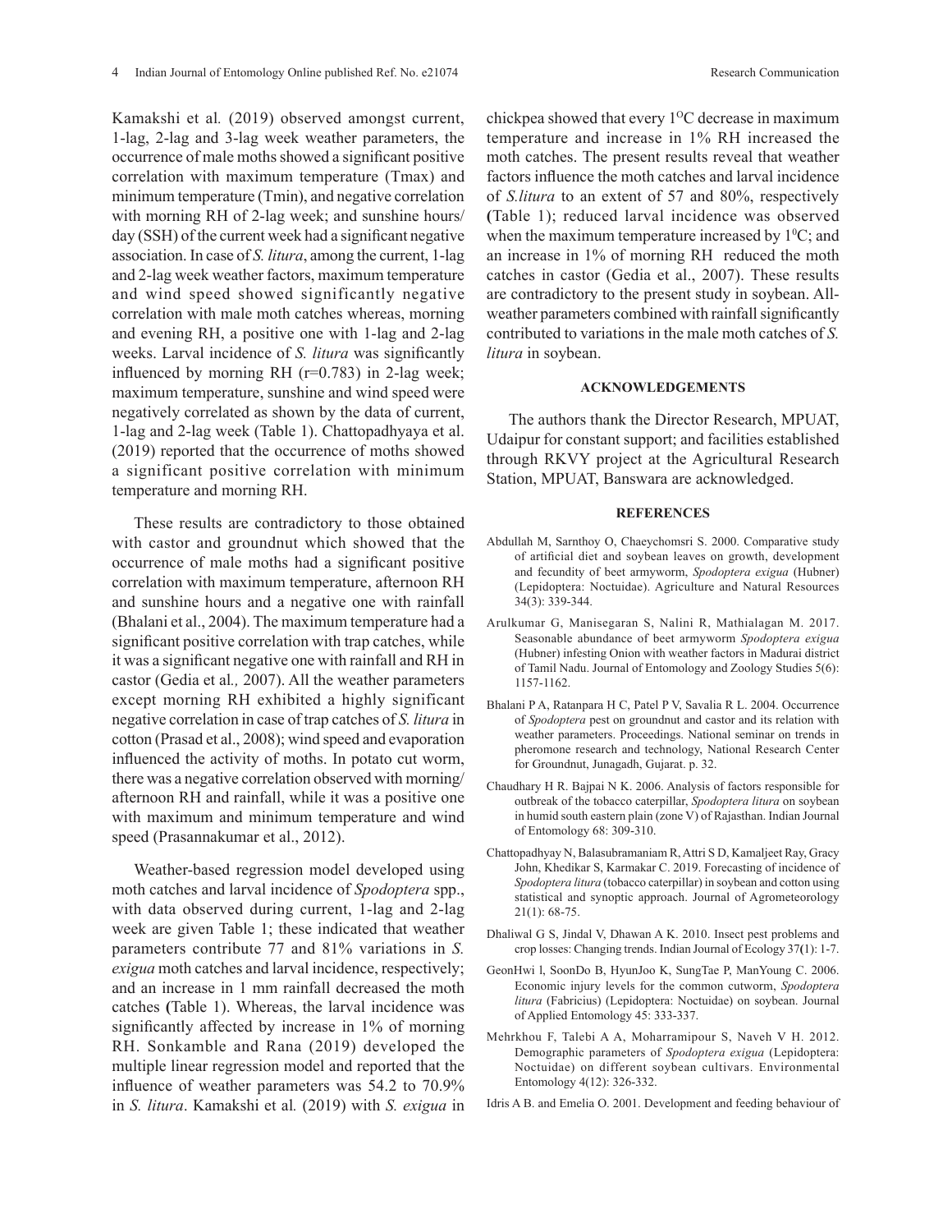Kamakshi et al*.* (2019) observed amongst current, 1-lag, 2-lag and 3-lag week weather parameters, the occurrence of male moths showed a significant positive correlation with maximum temperature (Tmax) and minimum temperature (Tmin), and negative correlation with morning RH of 2-lag week; and sunshine hours/day (SSH) of the current week had a significant negative association. In case of *S. litura*, among the current, 1-lag and 2-lag week weather factors, maximum temperature and wind speed showed significantly negative correlation with male moth catches whereas, morning and evening RH, a positive one with 1-lag and 2-lag weeks. Larval incidence of *S. litura* was significantly influenced by morning RH (r=0.783) in 2-lag week; maximum temperature, sunshine and wind speed were negatively correlated as shown by the data of current, 1-lag and 2-lag week (Table 1). Chattopadhyaya et al. (2019) reported that the occurrence of moths showed a significant positive correlation with minimum temperature and morning RH.

These results are contradictory to those obtained with castor and groundnut which showed that the occurrence of male moths had a significant positive correlation with maximum temperature, afternoon RH and sunshine hours and a negative one with rainfall (Bhalani et al., 2004). The maximum temperature had a significant positive correlation with trap catches, while it was a significant negative one with rainfall and RH in castor (Gedia et al*.,* 2007). All the weather parameters except morning RH exhibited a highly significant negative correlation in case of trap catches of *S. litura* in cotton (Prasad et al., 2008); wind speed and evaporation influenced the activity of moths. In potato cut worm, there was a negative correlation observed with morning/afternoon RH and rainfall, while it was a positive one with maximum and minimum temperature and wind speed (Prasannakumar et al., 2012).

Weather-based regression model developed using moth catches and larval incidence of *Spodoptera* spp., with data observed during current, 1-lag and 2-lag week are given Table 1; these indicated that weather parameters contribute 77 and 81% variations in *S. exigua* moth catches and larval incidence, respectively; and an increase in 1 mm rainfall decreased the moth catches **(**Table 1). Whereas, the larval incidence was significantly affected by increase in 1% of morning RH. Sonkamble and Rana (2019) developed the multiple linear regression model and reported that the influence of weather parameters was 54.2 to 70.9% in *S. litura*. Kamakshi et al*.* (2019) with *S. exigua* in chickpea showed that every 1$^{O}$C decrease in maximum temperature and increase in 1% RH increased the moth catches. The present results reveal that weather factors influence the moth catches and larval incidence of *S.litura* to an extent of 57 and 80%, respectively **(**Table 1); reduced larval incidence was observed when the maximum temperature increased by 1$^{0}$C; and an increase in 1% of morning RH reduced the moth catches in castor (Gedia et al., 2007). These results are contradictory to the present study in soybean. All-weather parameters combined with rainfall significantly contributed to variations in the male moth catches of *S. litura* in soybean.

## ACKNOWLEDGEMENTS

The authors thank the Director Research, MPUAT, Udaipur for constant support; and facilities established through RKVY project at the Agricultural Research Station, MPUAT, Banswara are acknowledged.

## REFERENCES

Abdullah M, Sarnthoy O, Chaeychomsri S. 2000. Comparative study of artificial diet and soybean leaves on growth, development and fecundity of beet armyworm, *Spodoptera exigua* (Hubner) (Lepidoptera: Noctuidae). Agriculture and Natural Resources 34(3): 339-344.

Arulkumar G, Manisegaran S, Nalini R, Mathialagan M. 2017. Seasonable abundance of beet armyworm *Spodoptera exigua* (Hubner) infesting Onion with weather factors in Madurai district of Tamil Nadu. Journal of Entomology and Zoology Studies 5(6): 1157-1162.

Bhalani P A, Ratanpara H C, Patel P V, Savalia R L. 2004. Occurrence of *Spodoptera* pest on groundnut and castor and its relation with weather parameters. Proceedings. National seminar on trends in pheromone research and technology, National Research Center for Groundnut, Junagadh, Gujarat. p. 32.

Chaudhary H R. Bajpai N K. 2006. Analysis of factors responsible for outbreak of the tobacco caterpillar, *Spodoptera litura* on soybean in humid south eastern plain (zone V) of Rajasthan. Indian Journal of Entomology 68: 309-310.

Chattopadhyay N, Balasubramaniam R, Attri S D, Kamaljeet Ray, Gracy John, Khedikar S, Karmakar C. 2019. Forecasting of incidence of *Spodoptera litura* (tobacco caterpillar) in soybean and cotton using statistical and synoptic approach. Journal of Agrometeorology 21(1): 68-75.

Dhaliwal G S, Jindal V, Dhawan A K. 2010. Insect pest problems and crop losses: Changing trends. Indian Journal of Ecology 37**(**1): 1-7.

GeonHwi l, SoonDo B, HyunJoo K, SungTae P, ManYoung C. 2006. Economic injury levels for the common cutworm, *Spodoptera litura* (Fabricius) (Lepidoptera: Noctuidae) on soybean. Journal of Applied Entomology 45: 333-337.

Mehrkhou F, Talebi A A, Moharramipour S, Naveh V H. 2012. Demographic parameters of *Spodoptera exigua* (Lepidoptera: Noctuidae) on different soybean cultivars. Environmental Entomology 4(12): 326-332.

Idris A B. and Emelia O. 2001. Development and feeding behaviour of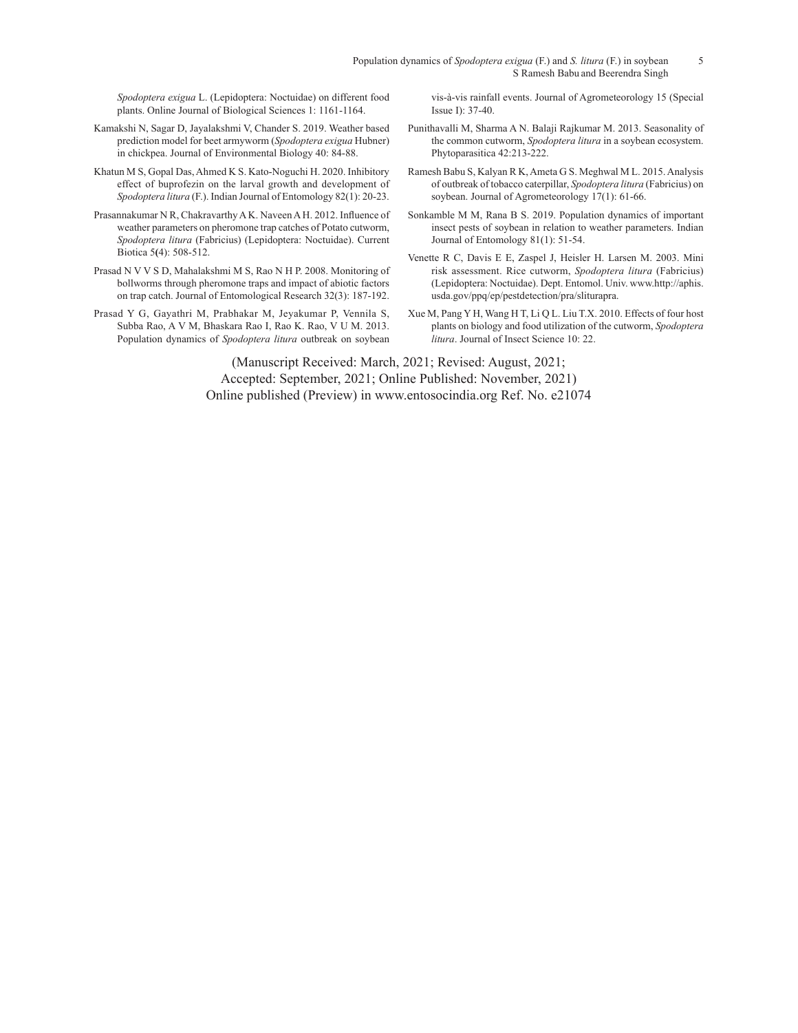*Spodoptera exigua* L. (Lepidoptera: Noctuidae) on different food plants. Online Journal of Biological Sciences 1: 1161-1164.

Kamakshi N, Sagar D, Jayalakshmi V, Chander S. 2019. Weather based prediction model for beet armyworm (*Spodoptera exigua* Hubner) in chickpea. Journal of Environmental Biology 40: 84-88.

Khatun M S, Gopal Das, Ahmed K S. Kato-Noguchi H. 2020. Inhibitory effect of buprofezin on the larval growth and development of *Spodoptera litura* (F.). Indian Journal of Entomology 82(1): 20-23.

Prasannakumar N R, Chakravarthy A K. Naveen A H. 2012. Influence of weather parameters on pheromone trap catches of Potato cutworm, *Spodoptera litura* (Fabricius) (Lepidoptera: Noctuidae). Current Biotica 5(4): 508-512.

Prasad N V V S D, Mahalakshmi M S, Rao N H P. 2008. Monitoring of bollworms through pheromone traps and impact of abiotic factors on trap catch. Journal of Entomological Research 32(3): 187-192.

Prasad Y G, Gayathri M, Prabhakar M, Jeyakumar P, Vennila S, Subba Rao, A V M, Bhaskara Rao I, Rao K. Rao, V U M. 2013. Population dynamics of *Spodoptera litura* outbreak on soybean vis-à-vis rainfall events. Journal of Agrometeorology 15 (Special Issue I): 37-40.

Punithavalli M, Sharma A N. Balaji Rajkumar M. 2013. Seasonality of the common cutworm, *Spodoptera litura* in a soybean ecosystem. Phytoparasitica 42:213-222.

Ramesh Babu S, Kalyan R K, Ameta G S. Meghwal M L. 2015. Analysis of outbreak of tobacco caterpillar, *Spodoptera litura* (Fabricius) on soybean. Journal of Agrometeorology 17(1): 61-66.

Sonkamble M M, Rana B S. 2019. Population dynamics of important insect pests of soybean in relation to weather parameters. Indian Journal of Entomology 81(1): 51-54.

Venette R C, Davis E E, Zaspel J, Heisler H. Larsen M. 2003. Mini risk assessment. Rice cutworm, *Spodoptera litura* (Fabricius) (Lepidoptera: Noctuidae). Dept. Entomol. Univ. www.http://aphis.usda.gov/ppq/ep/pestdetection/pra/sliturapra.

Xue M, Pang Y H, Wang H T, Li Q L. Liu T.X. 2010. Effects of four host plants on biology and food utilization of the cutworm, *Spodoptera litura*. Journal of Insect Science 10: 22.

(Manuscript Received: March, 2021; Revised: August, 2021; Accepted: September, 2021; Online Published: November, 2021)
Online published (Preview) in www.entosocindia.org Ref. No. e21074